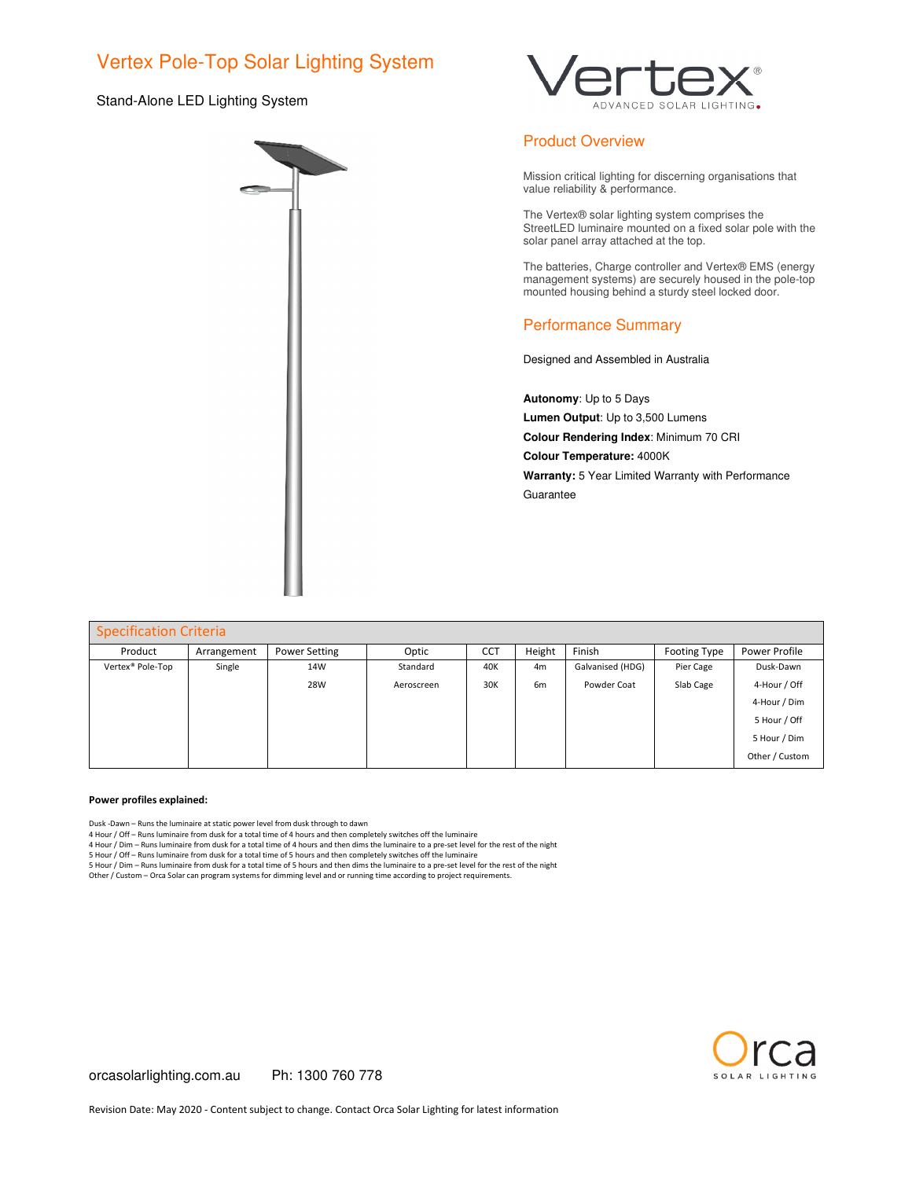# Vertex Pole-Top Solar Lighting System

Stand-Alone LED Lighting System

Vertex® ADVANCED SOLAR LIGHTING

## Product Overview

Mission critical lighting for discerning organisations that value reliability & performance.

The Vertex® solar lighting system comprises the StreetLED luminaire mounted on a fixed solar pole with the solar panel array attached at the top.

The batteries, Charge controller and Vertex® EMS (energy management systems) are securely housed in the pole-top mounted housing behind a sturdy steel locked door.

## Performance Summary

Designed and Assembled in Australia

**Autonomy**: Up to 5 Days
**Lumen Output**: Up to 3,500 Lumens
**Colour Rendering Index**: Minimum 70 CRI
**Colour Temperature:** 4000K
**Warranty:** 5 Year Limited Warranty with Performance Guarantee

## Specification Criteria

| Product | Arrangement | Power Setting | Optic | CCT | Height | Finish | Footing Type | Power Profile |
|---|---|---|---|---|---|---|---|---|
| Vertex® Pole-Top | Single | 14W | Standard | 40K | 4m | Galvanised (HDG) | Pier Cage | Dusk-Dawn |
| | | 28W | Aeroscreen | 30K | 6m | Powder Coat | Slab Cage | 4-Hour / Off |
| | | | | | | | | 4-Hour / Dim |
| | | | | | | | | 5 Hour / Off |
| | | | | | | | | 5 Hour / Dim |
| | | | | | | | | Other / Custom |

**Power profiles explained:**

Dusk -Dawn – Runs the luminaire at static power level from dusk through to dawn
4 Hour / Off – Runs luminaire from dusk for a total time of 4 hours and then completely switches off the luminaire
4 Hour / Dim – Runs luminaire from dusk for a total time of 4 hours and then dims the luminaire to a pre-set level for the rest of the night
5 Hour / Off – Runs luminaire from dusk for a total time of 5 hours and then completely switches off the luminaire
5 Hour / Dim – Runs luminaire from dusk for a total time of 5 hours and then dims the luminaire to a pre-set level for the rest of the night
Other / Custom – Orca Solar can program systems for dimming level and or running time according to project requirements.

orcasolarlighting.com.au Ph: 1300 760 778

Orca SOLAR LIGHTING

Revision Date: May 2020 - Content subject to change. Contact Orca Solar Lighting for latest information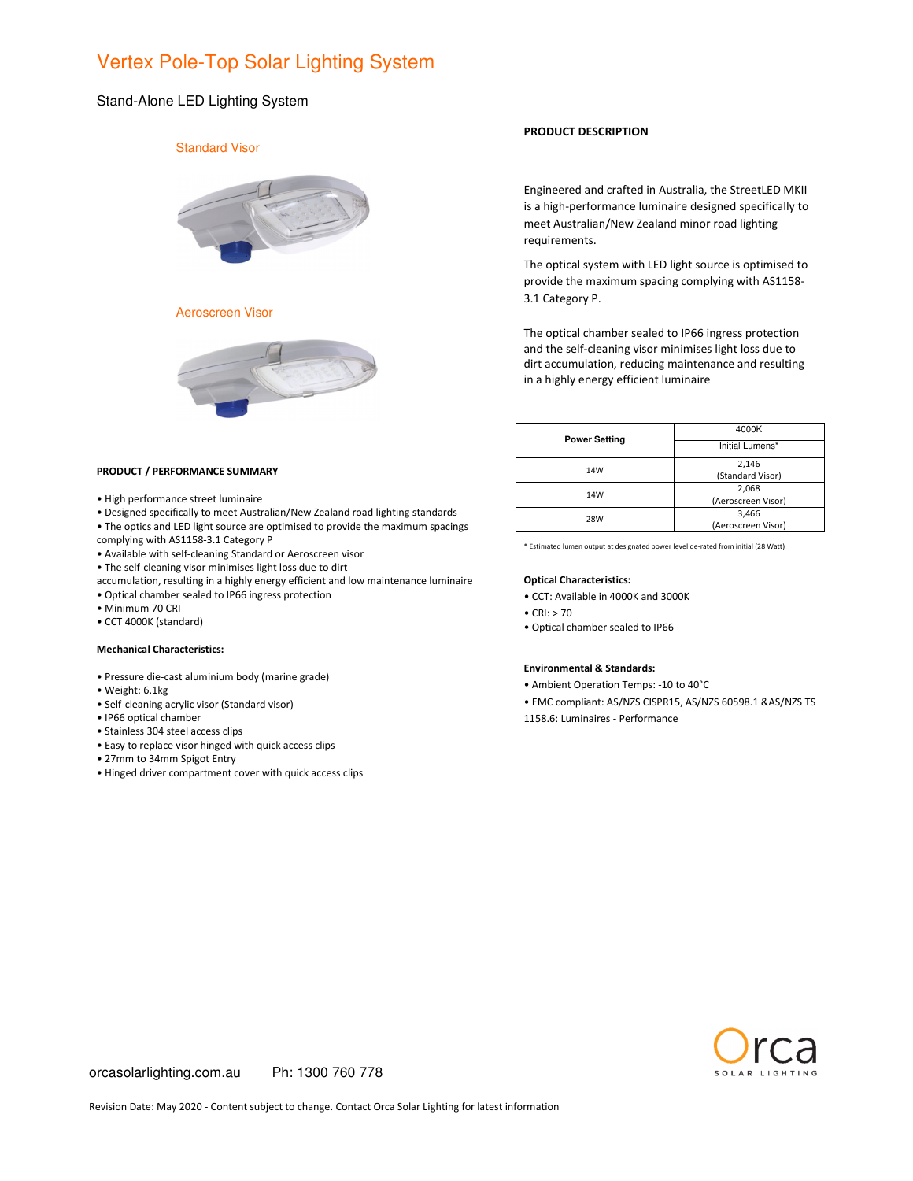# Vertex Pole-Top Solar Lighting System

Stand-Alone LED Lighting System

Standard Visor

Aeroscreen Visor

**PRODUCT / PERFORMANCE SUMMARY**

- High performance street luminaire
- Designed specifically to meet Australian/New Zealand road lighting standards
- The optics and LED light source are optimised to provide the maximum spacings complying with AS1158-3.1 Category P
- Available with self-cleaning Standard or Aeroscreen visor
- The self-cleaning visor minimises light loss due to dirt accumulation, resulting in a highly energy efficient and low maintenance luminaire
- Optical chamber sealed to IP66 ingress protection
- Minimum 70 CRI
- CCT 4000K (standard)

**Mechanical Characteristics:**

- Pressure die-cast aluminium body (marine grade)
- Weight: 6.1kg
- Self-cleaning acrylic visor (Standard visor)
- IP66 optical chamber
- Stainless 304 steel access clips
- Easy to replace visor hinged with quick access clips
- 27mm to 34mm Spigot Entry
- Hinged driver compartment cover with quick access clips

**PRODUCT DESCRIPTION**

Engineered and crafted in Australia, the StreetLED MKII is a high-performance luminaire designed specifically to meet Australian/New Zealand minor road lighting requirements.

The optical system with LED light source is optimised to provide the maximum spacing complying with AS1158-3.1 Category P.

The optical chamber sealed to IP66 ingress protection and the self-cleaning visor minimises light loss due to dirt accumulation, reducing maintenance and resulting in a highly energy efficient luminaire

| Power Setting | 4000K |
|---|---|
| | Initial Lumens* |
| 14W | 2,146 (Standard Visor) |
| 14W | 2,068 (Aeroscreen Visor) |
| 28W | 3,466 (Aeroscreen Visor) |

* Estimated lumen output at designated power level de-rated from initial (28 Watt)

**Optical Characteristics:**

- CCT: Available in 4000K and 3000K
- CRI: > 70
- Optical chamber sealed to IP66

**Environmental & Standards:**

- Ambient Operation Temps: -10 to 40°C
- EMC compliant: AS/NZS CISPR15, AS/NZS 60598.1 &AS/NZS TS 1158.6: Luminaires - Performance

orcasolarlighting.com.au Ph: 1300 760 778

Revision Date: May 2020 - Content subject to change. Contact Orca Solar Lighting for latest information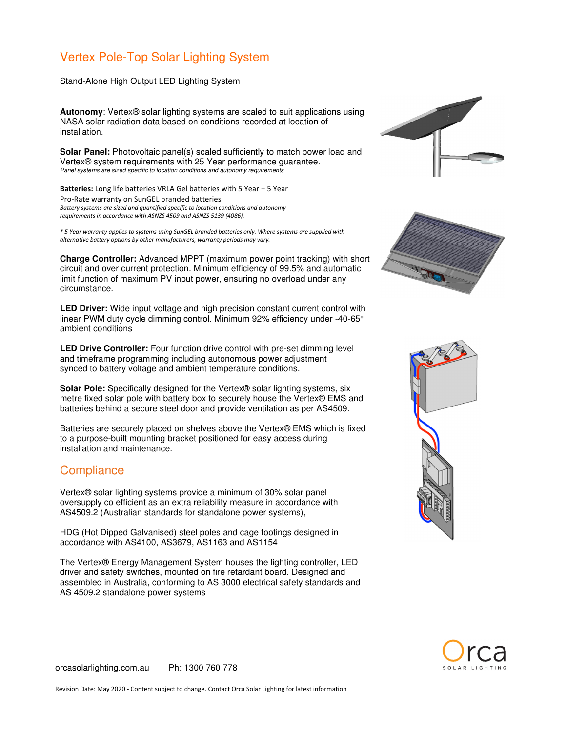# Vertex Pole-Top Solar Lighting System

Stand-Alone High Output LED Lighting System

**Autonomy**: Vertex® solar lighting systems are scaled to suit applications using NASA solar radiation data based on conditions recorded at location of installation.

**Solar Panel:** Photovoltaic panel(s) scaled sufficiently to match power load and Vertex® system requirements with 25 Year performance guarantee.
*Panel systems are sized specific to location conditions and autonomy requirements*

**Batteries:** Long life batteries VRLA Gel batteries with 5 Year + 5 Year Pro-Rate warranty on SunGEL branded batteries
*Battery systems are sized and quantified specific to location conditions and autonomy requirements in accordance with ASNZS 4509 and ASNZS 5139 (4086).*

*\* 5 Year warranty applies to systems using SunGEL branded batteries only. Where systems are supplied with alternative battery options by other manufacturers, warranty periods may vary.*

**Charge Controller:** Advanced MPPT (maximum power point tracking) with short circuit and over current protection. Minimum efficiency of 99.5% and automatic limit function of maximum PV input power, ensuring no overload under any circumstance.

**LED Driver:** Wide input voltage and high precision constant current control with linear PWM duty cycle dimming control. Minimum 92% efficiency under -40-65° ambient conditions

**LED Drive Controller:** Four function drive control with pre-set dimming level and timeframe programming including autonomous power adjustment synced to battery voltage and ambient temperature conditions.

**Solar Pole:** Specifically designed for the Vertex® solar lighting systems, six metre fixed solar pole with battery box to securely house the Vertex® EMS and batteries behind a secure steel door and provide ventilation as per AS4509.

Batteries are securely placed on shelves above the Vertex® EMS which is fixed to a purpose-built mounting bracket positioned for easy access during installation and maintenance.

## Compliance

Vertex® solar lighting systems provide a minimum of 30% solar panel oversupply co efficient as an extra reliability measure in accordance with AS4509.2 (Australian standards for standalone power systems),

HDG (Hot Dipped Galvanised) steel poles and cage footings designed in accordance with AS4100, AS3679, AS1163 and AS1154

The Vertex® Energy Management System houses the lighting controller, LED driver and safety switches, mounted on fire retardant board. Designed and assembled in Australia, conforming to AS 3000 electrical safety standards and AS 4509.2 standalone power systems

orcasolarlighting.com.au Ph: 1300 760 778

Revision Date: May 2020 - Content subject to change. Contact Orca Solar Lighting for latest information